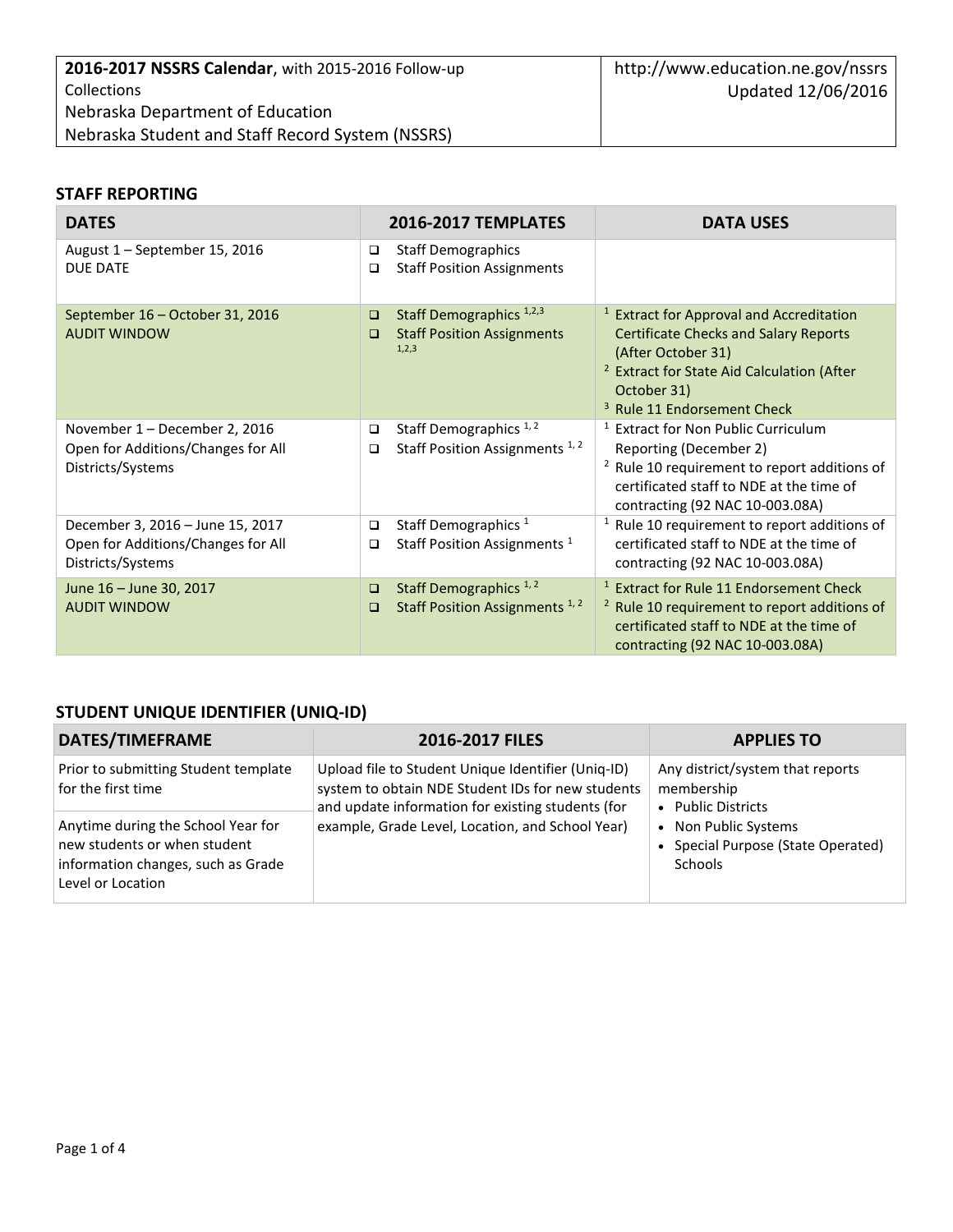| **2016-2017 NSSRS Calendar**, with 2015-2016 Follow-up Collections<br>Nebraska Department of Education<br>Nebraska Student and Staff Record System (NSSRS) | http://www.education.ne.gov/nssrs<br>Updated 12/06/2016 |
|---|---|

## STAFF REPORTING

| DATES | 2016-2017 TEMPLATES | DATA USES |
|---|---|---|
| August 1 – September 15, 2016<br>DUE DATE | ❑ Staff Demographics<br>❑ Staff Position Assignments | |
| September 16 – October 31, 2016<br>AUDIT WINDOW | ❑ Staff Demographics [1,2,3]<br>❑ Staff Position Assignments [1,2,3] | [1] Extract for Approval and Accreditation Certificate Checks and Salary Reports (After October 31)<br>[2] Extract for State Aid Calculation (After October 31)<br>[3] Rule 11 Endorsement Check |
| November 1 – December 2, 2016<br>Open for Additions/Changes for All Districts/Systems | ❑ Staff Demographics [1, 2]<br>❑ Staff Position Assignments [1, 2] | [1] Extract for Non Public Curriculum Reporting (December 2)<br>[2] Rule 10 requirement to report additions of certificated staff to NDE at the time of contracting (92 NAC 10-003.08A) |
| December 3, 2016 – June 15, 2017<br>Open for Additions/Changes for All Districts/Systems | ❑ Staff Demographics [1]<br>❑ Staff Position Assignments [1] | [1] Rule 10 requirement to report additions of certificated staff to NDE at the time of contracting (92 NAC 10-003.08A) |
| June 16 – June 30, 2017<br>AUDIT WINDOW | ❑ Staff Demographics [1, 2]<br>❑ Staff Position Assignments [1, 2] | [1] Extract for Rule 11 Endorsement Check<br>[2] Rule 10 requirement to report additions of certificated staff to NDE at the time of contracting (92 NAC 10-003.08A) |

## STUDENT UNIQUE IDENTIFIER (UNIQ-ID)

| DATES/TIMEFRAME | 2016-2017 FILES | APPLIES TO |
|---|---|---|
| Prior to submitting Student template for the first time<br><br>Anytime during the School Year for new students or when student information changes, such as Grade Level or Location | Upload file to Student Unique Identifier (Uniq-ID) system to obtain NDE Student IDs for new students and update information for existing students (for example, Grade Level, Location, and School Year) | Any district/system that reports membership<br>• Public Districts<br>• Non Public Systems<br>• Special Purpose (State Operated) Schools |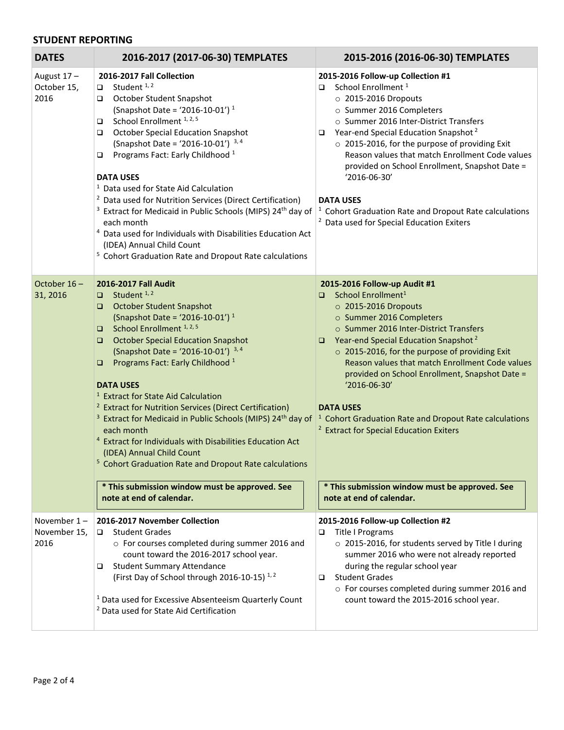## STUDENT REPORTING

| DATES | 2016-2017 (2017-06-30) TEMPLATES | 2015-2016 (2016-06-30) TEMPLATES |
| --- | --- | --- |
| August 17 – October 15, 2016 | **2016-2017 Fall Collection**<br>❑ Student [1, 2]<br>❑ October Student Snapshot (Snapshot Date = '2016-10-01') [1]<br>❑ School Enrollment [1, 2, 5]<br>❑ October Special Education Snapshot (Snapshot Date = '2016-10-01') [3, 4]<br>❑ Programs Fact: Early Childhood [1]<br><br>**DATA USES**<br>[1] Data used for State Aid Calculation<br>[2] Data used for Nutrition Services (Direct Certification)<br>[3] Extract for Medicaid in Public Schools (MIPS) 24th day of each month<br>[4] Data used for Individuals with Disabilities Education Act (IDEA) Annual Child Count<br>[5] Cohort Graduation Rate and Dropout Rate calculations | **2015-2016 Follow-up Collection #1**<br>❑ School Enrollment [1]<br>○ 2015-2016 Dropouts<br>○ Summer 2016 Completers<br>○ Summer 2016 Inter-District Transfers<br>❑ Year-end Special Education Snapshot [2]<br>○ 2015-2016, for the purpose of providing Exit Reason values that match Enrollment Code values provided on School Enrollment, Snapshot Date = '2016-06-30'<br><br>**DATA USES**<br>[1] Cohort Graduation Rate and Dropout Rate calculations<br>[2] Data used for Special Education Exiters |
| October 16 – 31, 2016 | **2016-2017 Fall Audit**<br>❑ Student [1, 2]<br>❑ October Student Snapshot (Snapshot Date = '2016-10-01') [1]<br>❑ School Enrollment [1, 2, 5]<br>❑ October Special Education Snapshot (Snapshot Date = '2016-10-01') [3, 4]<br>❑ Programs Fact: Early Childhood [1]<br><br>**DATA USES**<br>[1] Extract for State Aid Calculation<br>[2] Extract for Nutrition Services (Direct Certification)<br>[3] Extract for Medicaid in Public Schools (MIPS) 24th day of each month<br>[4] Extract for Individuals with Disabilities Education Act (IDEA) Annual Child Count<br>[5] Cohort Graduation Rate and Dropout Rate calculations<br><br>**\* This submission window must be approved. See note at end of calendar.** | **2015-2016 Follow-up Audit #1**<br>❑ School Enrollment[1]<br>○ 2015-2016 Dropouts<br>○ Summer 2016 Completers<br>○ Summer 2016 Inter-District Transfers<br>❑ Year-end Special Education Snapshot [2]<br>○ 2015-2016, for the purpose of providing Exit Reason values that match Enrollment Code values provided on School Enrollment, Snapshot Date = '2016-06-30'<br><br>**DATA USES**<br>[1] Cohort Graduation Rate and Dropout Rate calculations<br>[2] Extract for Special Education Exiters<br><br>**\* This submission window must be approved. See note at end of calendar.** |
| November 1 – November 15, 2016 | **2016-2017 November Collection**<br>❑ Student Grades<br>○ For courses completed during summer 2016 and count toward the 2016-2017 school year.<br>❑ Student Summary Attendance (First Day of School through 2016-10-15) [1, 2]<br><br>[1] Data used for Excessive Absenteeism Quarterly Count<br>[2] Data used for State Aid Certification | **2015-2016 Follow-up Collection #2**<br>❑ Title I Programs<br>○ 2015-2016, for students served by Title I during summer 2016 who were not already reported during the regular school year<br>❑ Student Grades<br>○ For courses completed during summer 2016 and count toward the 2015-2016 school year. |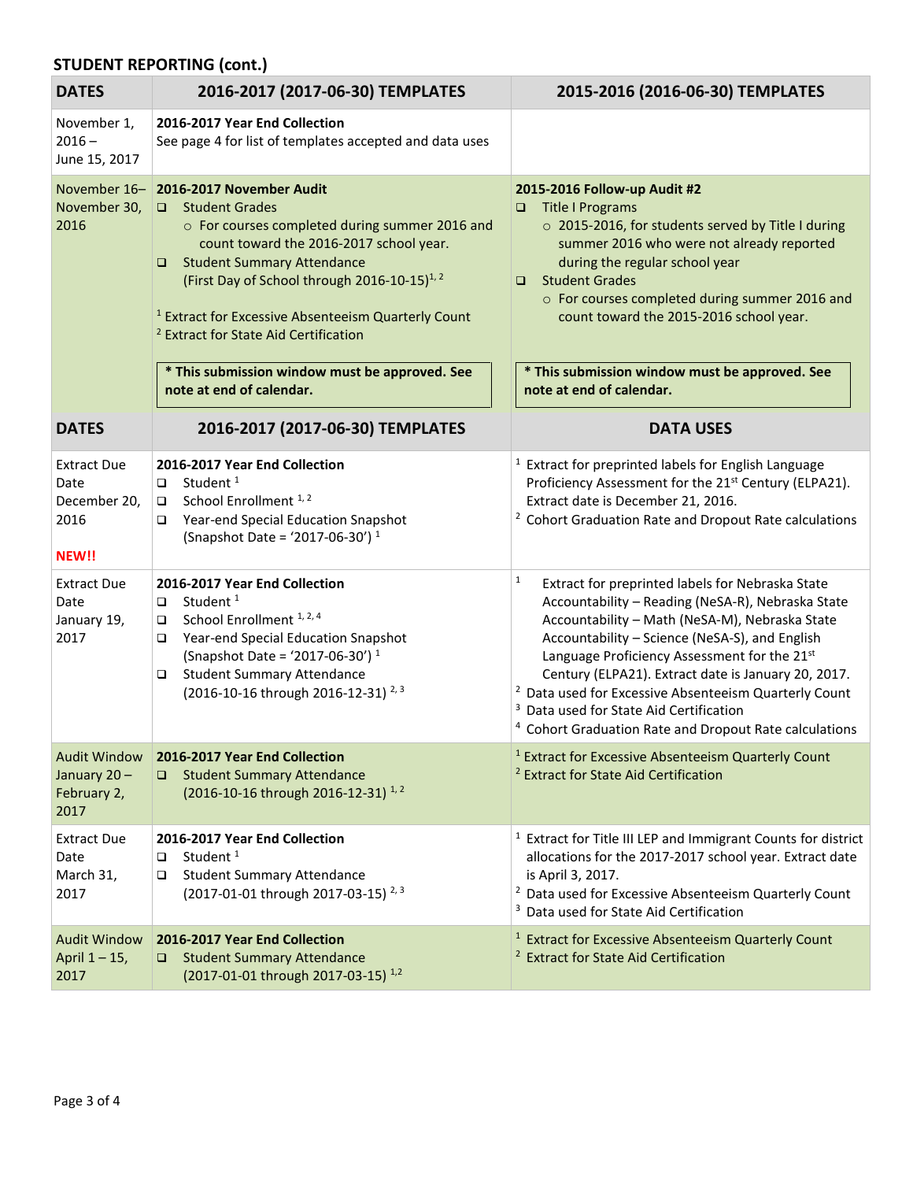## STUDENT REPORTING (cont.)

| DATES | 2016-2017 (2017-06-30) TEMPLATES | 2015-2016 (2016-06-30) TEMPLATES |
|---|---|---|
| November 1, 2016 – June 15, 2017 | **2016-2017 Year End Collection**<br>See page 4 for list of templates accepted and data uses | |
| November 16– November 30, 2016 | **2016-2017 November Audit**<br>❑ Student Grades<br>○ For courses completed during summer 2016 and count toward the 2016-2017 school year.<br>❑ Student Summary Attendance (First Day of School through 2016-10-15)[1, 2]<br><br>[1] Extract for Excessive Absenteeism Quarterly Count<br>[2] Extract for State Aid Certification<br><br>**\* This submission window must be approved. See note at end of calendar.** | **2015-2016 Follow-up Audit #2**<br>❑ Title I Programs<br>○ 2015-2016, for students served by Title I during summer 2016 who were not already reported during the regular school year<br>❑ Student Grades<br>○ For courses completed during summer 2016 and count toward the 2015-2016 school year.<br><br>**\* This submission window must be approved. See note at end of calendar.** |
| **DATES** | **2016-2017 (2017-06-30) TEMPLATES** | **DATA USES** |
| Extract Due Date December 20, 2016<br><br>**NEW!!** | **2016-2017 Year End Collection**<br>❑ Student [1]<br>❑ School Enrollment [1, 2]<br>❑ Year-end Special Education Snapshot (Snapshot Date = '2017-06-30') [1] | [1] Extract for preprinted labels for English Language Proficiency Assessment for the 21st Century (ELPA21). Extract date is December 21, 2016.<br>[2] Cohort Graduation Rate and Dropout Rate calculations |
| Extract Due Date January 19, 2017 | **2016-2017 Year End Collection**<br>❑ Student [1]<br>❑ School Enrollment [1, 2, 4]<br>❑ Year-end Special Education Snapshot (Snapshot Date = '2017-06-30') [1]<br>❑ Student Summary Attendance (2016-10-16 through 2016-12-31) [2, 3] | [1] Extract for preprinted labels for Nebraska State Accountability – Reading (NeSA-R), Nebraska State Accountability – Math (NeSA-M), Nebraska State Accountability – Science (NeSA-S), and English Language Proficiency Assessment for the 21st Century (ELPA21). Extract date is January 20, 2017.<br>[2] Data used for Excessive Absenteeism Quarterly Count<br>[3] Data used for State Aid Certification<br>[4] Cohort Graduation Rate and Dropout Rate calculations |
| Audit Window January 20 – February 2, 2017 | **2016-2017 Year End Collection**<br>❑ Student Summary Attendance (2016-10-16 through 2016-12-31) [1, 2] | [1] Extract for Excessive Absenteeism Quarterly Count<br>[2] Extract for State Aid Certification |
| Extract Due Date March 31, 2017 | **2016-2017 Year End Collection**<br>❑ Student [1]<br>❑ Student Summary Attendance (2017-01-01 through 2017-03-15) [2, 3] | [1] Extract for Title III LEP and Immigrant Counts for district allocations for the 2017-2017 school year. Extract date is April 3, 2017.<br>[2] Data used for Excessive Absenteeism Quarterly Count<br>[3] Data used for State Aid Certification |
| Audit Window April 1 – 15, 2017 | **2016-2017 Year End Collection**<br>❑ Student Summary Attendance (2017-01-01 through 2017-03-15) [1,2] | [1] Extract for Excessive Absenteeism Quarterly Count<br>[2] Extract for State Aid Certification |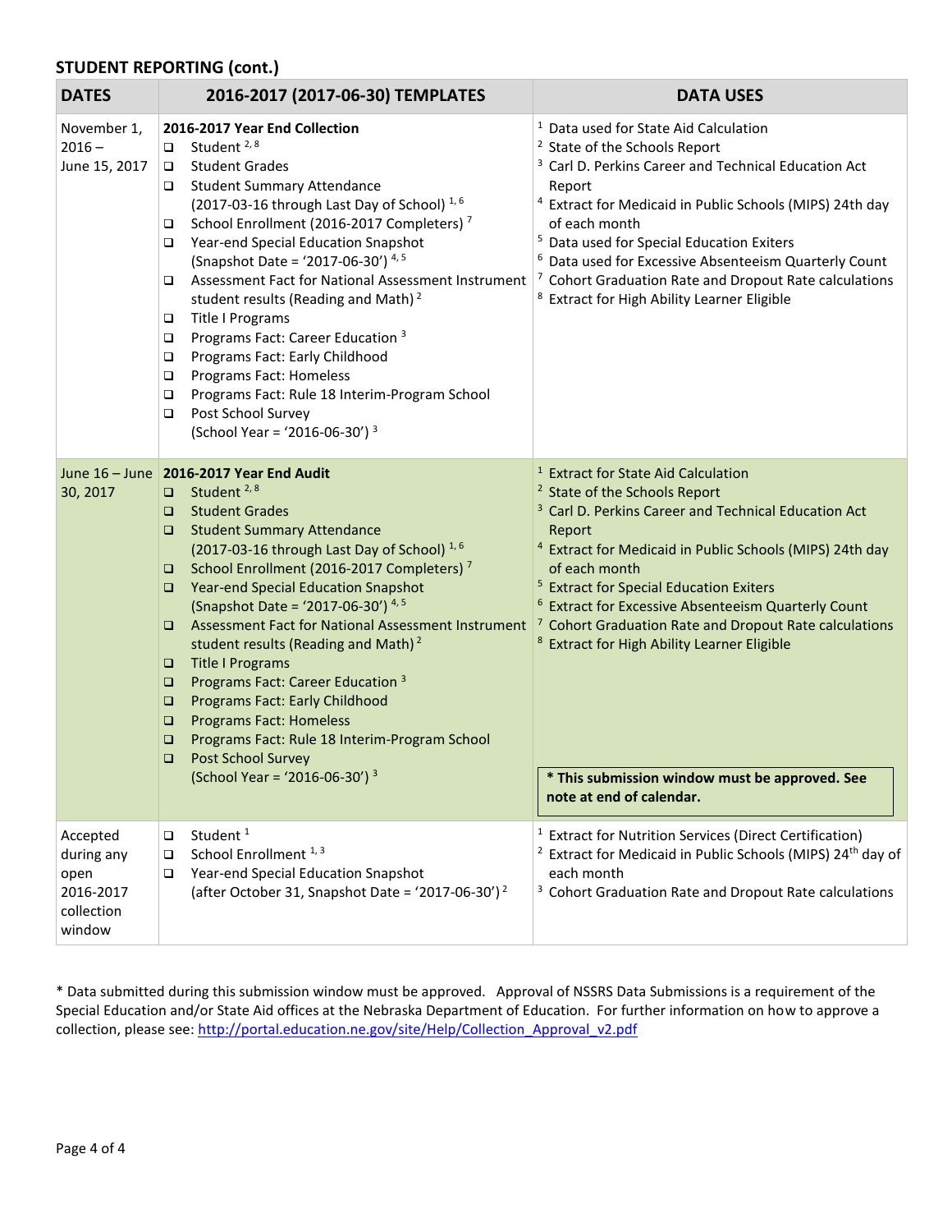## STUDENT REPORTING (cont.)

| DATES | 2016-2017 (2017-06-30) TEMPLATES | DATA USES |
|---|---|---|
| November 1, 2016 – June 15, 2017 | **2016-2017 Year End Collection**<br>❑ Student [2, 8]<br>❑ Student Grades<br>❑ Student Summary Attendance (2017-03-16 through Last Day of School) [1, 6]<br>❑ School Enrollment (2016-2017 Completers) [7]<br>❑ Year-end Special Education Snapshot (Snapshot Date = '2017-06-30') [4, 5]<br>❑ Assessment Fact for National Assessment Instrument student results (Reading and Math) [2]<br>❑ Title I Programs<br>❑ Programs Fact: Career Education [3]<br>❑ Programs Fact: Early Childhood<br>❑ Programs Fact: Homeless<br>❑ Programs Fact: Rule 18 Interim-Program School<br>❑ Post School Survey (School Year = '2016-06-30') [3] | [1] Data used for State Aid Calculation<br>[2] State of the Schools Report<br>[3] Carl D. Perkins Career and Technical Education Act Report<br>[4] Extract for Medicaid in Public Schools (MIPS) 24th day of each month<br>[5] Data used for Special Education Exiters<br>[6] Data used for Excessive Absenteeism Quarterly Count<br>[7] Cohort Graduation Rate and Dropout Rate calculations<br>[8] Extract for High Ability Learner Eligible |
| June 16 – June 30, 2017 | **2016-2017 Year End Audit**<br>❑ Student [2, 8]<br>❑ Student Grades<br>❑ Student Summary Attendance (2017-03-16 through Last Day of School) [1, 6]<br>❑ School Enrollment (2016-2017 Completers) [7]<br>❑ Year-end Special Education Snapshot (Snapshot Date = '2017-06-30') [4, 5]<br>❑ Assessment Fact for National Assessment Instrument student results (Reading and Math) [2]<br>❑ Title I Programs<br>❑ Programs Fact: Career Education [3]<br>❑ Programs Fact: Early Childhood<br>❑ Programs Fact: Homeless<br>❑ Programs Fact: Rule 18 Interim-Program School<br>❑ Post School Survey (School Year = '2016-06-30') [3] | [1] Extract for State Aid Calculation<br>[2] State of the Schools Report<br>[3] Carl D. Perkins Career and Technical Education Act Report<br>[4] Extract for Medicaid in Public Schools (MIPS) 24th day of each month<br>[5] Extract for Special Education Exiters<br>[6] Extract for Excessive Absenteeism Quarterly Count<br>[7] Cohort Graduation Rate and Dropout Rate calculations<br>[8] Extract for High Ability Learner Eligible<br><br>**\* This submission window must be approved. See note at end of calendar.** |
| Accepted during any open 2016-2017 collection window | ❑ Student [1]<br>❑ School Enrollment [1, 3]<br>❑ Year-end Special Education Snapshot (after October 31, Snapshot Date = '2017-06-30') [2] | [1] Extract for Nutrition Services (Direct Certification)<br>[2] Extract for Medicaid in Public Schools (MIPS) 24th day of each month<br>[3] Cohort Graduation Rate and Dropout Rate calculations |

\* Data submitted during this submission window must be approved. Approval of NSSRS Data Submissions is a requirement of the Special Education and/or State Aid offices at the Nebraska Department of Education. For further information on how to approve a collection, please see: http://portal.education.ne.gov/site/Help/Collection_Approval_v2.pdf